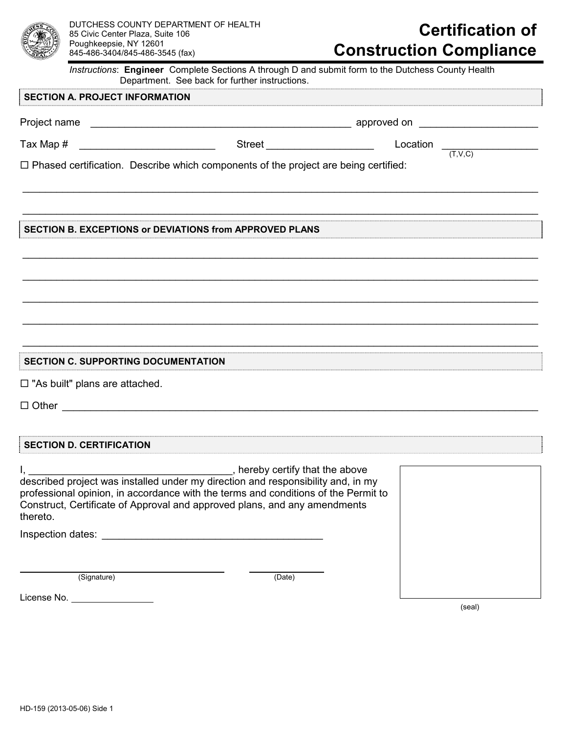DUTCHESS COUNTY DEPARTMENT OF HEALTH
85 Civic Center Plaza, Suite 106
Poughkeepsie, NY 12601
845-486-3404/845-486-3545 (fax)

# Certification of Construction Compliance

*Instructions*: **Engineer** Complete Sections A through D and submit form to the Dutchess County Health Department. See back for further instructions.

## SECTION A. PROJECT INFORMATION

Project name _______________________________________________ approved on _____________________

Tax Map # _______________________ Street ___________________ Location _________________ (T,V,C)

☐ Phased certification. Describe which components of the project are being certified:

_____________________________________________________________________________________

_____________________________________________________________________________________

## SECTION B. EXCEPTIONS or DEVIATIONS from APPROVED PLANS

_____________________________________________________________________________________

_____________________________________________________________________________________

_____________________________________________________________________________________

_____________________________________________________________________________________

_____________________________________________________________________________________

## SECTION C. SUPPORTING DOCUMENTATION

☐ "As built" plans are attached.

☐ Other _______________________________________________________________________________

## SECTION D. CERTIFICATION

I, ____________________________________, hereby certify that the above described project was installed under my direction and responsibility and, in my professional opinion, in accordance with the terms and conditions of the Permit to Construct, Certificate of Approval and approved plans, and any amendments thereto.

Inspection dates: ______________________________________

_______________________________ (Signature)    _______________ (Date)

License No. ________________

(seal)

HD-159 (2013-05-06) Side 1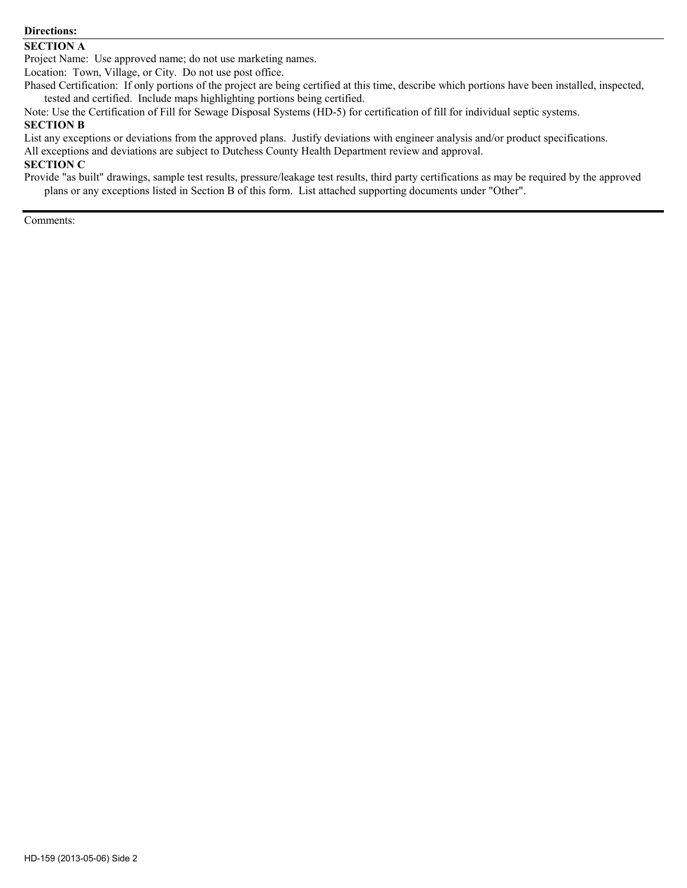**Directions:**

**SECTION A**

Project Name: Use approved name; do not use marketing names.

Location: Town, Village, or City. Do not use post office.

Phased Certification: If only portions of the project are being certified at this time, describe which portions have been installed, inspected, tested and certified. Include maps highlighting portions being certified.

Note: Use the Certification of Fill for Sewage Disposal Systems (HD-5) for certification of fill for individual septic systems.

**SECTION B**

List any exceptions or deviations from the approved plans. Justify deviations with engineer analysis and/or product specifications.

All exceptions and deviations are subject to Dutchess County Health Department review and approval.

**SECTION C**

Provide "as built" drawings, sample test results, pressure/leakage test results, third party certifications as may be required by the approved plans or any exceptions listed in Section B of this form. List attached supporting documents under "Other".

---

Comments:

HD-159 (2013-05-06) Side 2